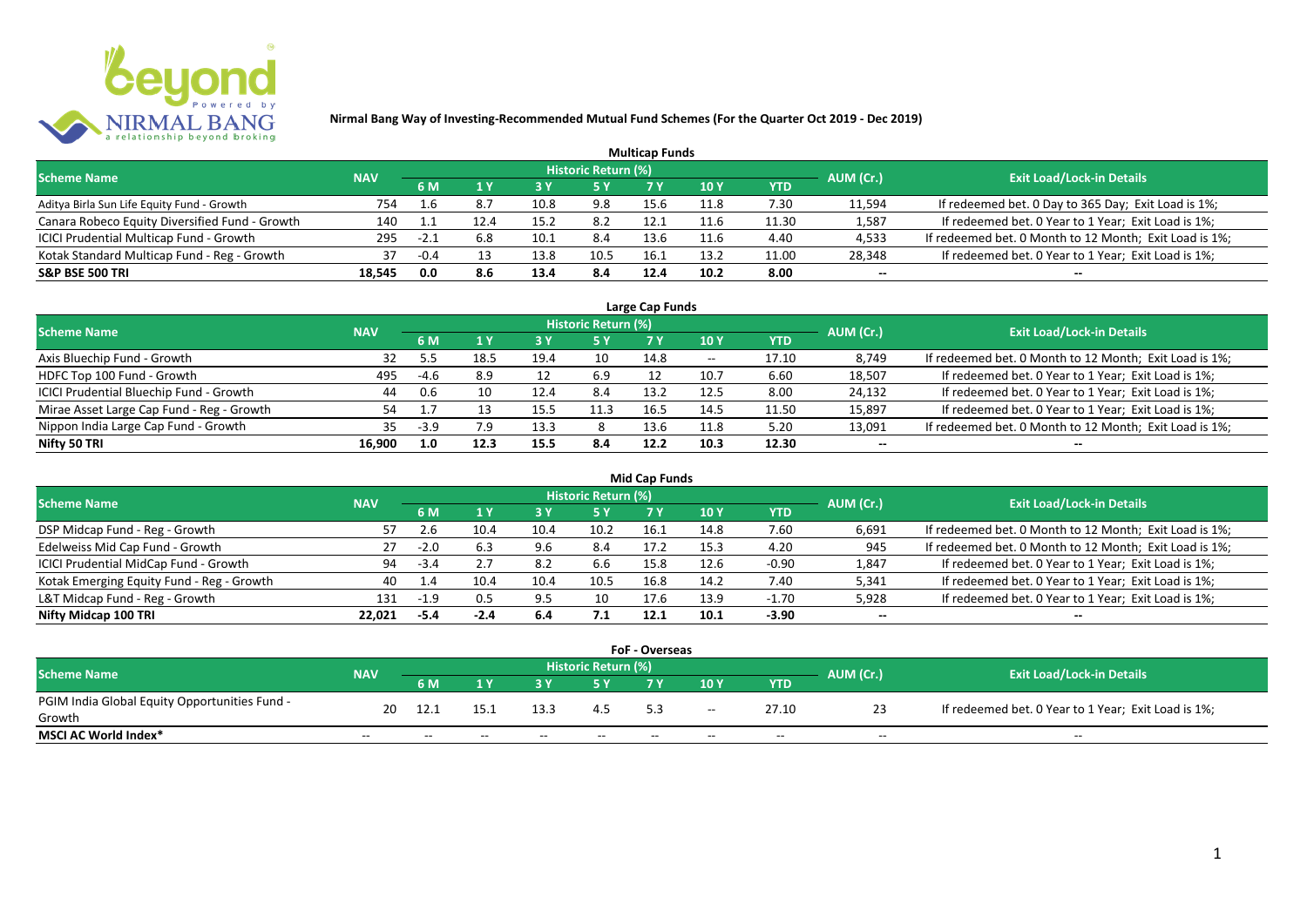# Nirmal Bang Way of Investing-Recommended Mutual Fund Schemes (For the Quarter Oct 2019 - Dec 2019)

## Multicap Funds

| Scheme Name | NAV | Historic Return (%) | | | | | | | AUM (Cr.) | Exit Load/Lock-in Details |
|---|---|---|---|---|---|---|---|---|---|---|
| | | 6 M | 1 Y | 3 Y | 5 Y | 7 Y | 10 Y | YTD | | |
| Aditya Birla Sun Life Equity Fund - Growth | 754 | 1.6 | 8.7 | 10.8 | 9.8 | 15.6 | 11.8 | 7.30 | 11,594 | If redeemed bet. 0 Day to 365 Day; Exit Load is 1%; |
| Canara Robeco Equity Diversified Fund - Growth | 140 | 1.1 | 12.4 | 15.2 | 8.2 | 12.1 | 11.6 | 11.30 | 1,587 | If redeemed bet. 0 Year to 1 Year; Exit Load is 1%; |
| ICICI Prudential Multicap Fund - Growth | 295 | -2.1 | 6.8 | 10.1 | 8.4 | 13.6 | 11.6 | 4.40 | 4,533 | If redeemed bet. 0 Month to 12 Month; Exit Load is 1%; |
| Kotak Standard Multicap Fund - Reg - Growth | 37 | -0.4 | 13 | 13.8 | 10.5 | 16.1 | 13.2 | 11.00 | 28,348 | If redeemed bet. 0 Year to 1 Year; Exit Load is 1%; |
| **S&P BSE 500 TRI** | **18,545** | **0.0** | **8.6** | **13.4** | **8.4** | **12.4** | **10.2** | **8.00** | **--** | **--** |

## Large Cap Funds

| Scheme Name | NAV | Historic Return (%) | | | | | | | AUM (Cr.) | Exit Load/Lock-in Details |
|---|---|---|---|---|---|---|---|---|---|---|
| | | 6 M | 1 Y | 3 Y | 5 Y | 7 Y | 10 Y | YTD | | |
| Axis Bluechip Fund - Growth | 32 | 5.5 | 18.5 | 19.4 | 10 | 14.8 | -- | 17.10 | 8,749 | If redeemed bet. 0 Month to 12 Month; Exit Load is 1%; |
| HDFC Top 100 Fund - Growth | 495 | -4.6 | 8.9 | 12 | 6.9 | 12 | 10.7 | 6.60 | 18,507 | If redeemed bet. 0 Year to 1 Year; Exit Load is 1%; |
| ICICI Prudential Bluechip Fund - Growth | 44 | 0.6 | 10 | 12.4 | 8.4 | 13.2 | 12.5 | 8.00 | 24,132 | If redeemed bet. 0 Year to 1 Year; Exit Load is 1%; |
| Mirae Asset Large Cap Fund - Reg - Growth | 54 | 1.7 | 13 | 15.5 | 11.3 | 16.5 | 14.5 | 11.50 | 15,897 | If redeemed bet. 0 Year to 1 Year; Exit Load is 1%; |
| Nippon India Large Cap Fund - Growth | 35 | -3.9 | 7.9 | 13.3 | 8 | 13.6 | 11.8 | 5.20 | 13,091 | If redeemed bet. 0 Month to 12 Month; Exit Load is 1%; |
| **Nifty 50 TRI** | **16,900** | **1.0** | **12.3** | **15.5** | **8.4** | **12.2** | **10.3** | **12.30** | **--** | **--** |

## Mid Cap Funds

| Scheme Name | NAV | Historic Return (%) | | | | | | | AUM (Cr.) | Exit Load/Lock-in Details |
|---|---|---|---|---|---|---|---|---|---|---|
| | | 6 M | 1 Y | 3 Y | 5 Y | 7 Y | 10 Y | YTD | | |
| DSP Midcap Fund - Reg - Growth | 57 | 2.6 | 10.4 | 10.4 | 10.2 | 16.1 | 14.8 | 7.60 | 6,691 | If redeemed bet. 0 Month to 12 Month; Exit Load is 1%; |
| Edelweiss Mid Cap Fund - Growth | 27 | -2.0 | 6.3 | 9.6 | 8.4 | 17.2 | 15.3 | 4.20 | 945 | If redeemed bet. 0 Month to 12 Month; Exit Load is 1%; |
| ICICI Prudential MidCap Fund - Growth | 94 | -3.4 | 2.7 | 8.2 | 6.6 | 15.8 | 12.6 | -0.90 | 1,847 | If redeemed bet. 0 Year to 1 Year; Exit Load is 1%; |
| Kotak Emerging Equity Fund - Reg - Growth | 40 | 1.4 | 10.4 | 10.4 | 10.5 | 16.8 | 14.2 | 7.40 | 5,341 | If redeemed bet. 0 Year to 1 Year; Exit Load is 1%; |
| L&T Midcap Fund - Reg - Growth | 131 | -1.9 | 0.5 | 9.5 | 10 | 17.6 | 13.9 | -1.70 | 5,928 | If redeemed bet. 0 Year to 1 Year; Exit Load is 1%; |
| **Nifty Midcap 100 TRI** | **22,021** | **-5.4** | **-2.4** | **6.4** | **7.1** | **12.1** | **10.1** | **-3.90** | **--** | **--** |

## FoF - Overseas

| Scheme Name | NAV | Historic Return (%) | | | | | | | AUM (Cr.) | Exit Load/Lock-in Details |
|---|---|---|---|---|---|---|---|---|---|---|
| | | 6 M | 1 Y | 3 Y | 5 Y | 7 Y | 10 Y | YTD | | |
| PGIM India Global Equity Opportunities Fund - Growth | 20 | 12.1 | 15.1 | 13.3 | 4.5 | 5.3 | -- | 27.10 | 23 | If redeemed bet. 0 Year to 1 Year; Exit Load is 1%; |
| **MSCI AC World Index*** | -- | -- | -- | -- | -- | -- | -- | -- | -- | -- |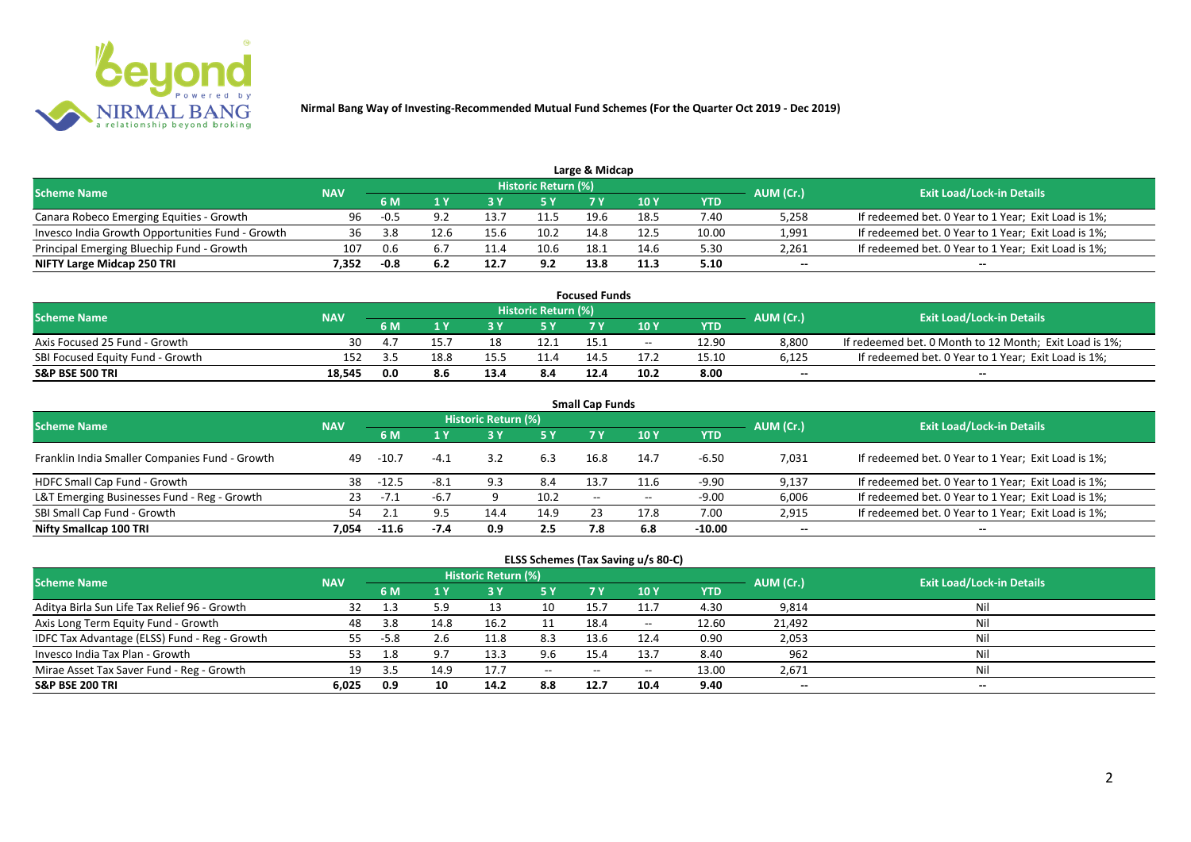# Nirmal Bang Way of Investing-Recommended Mutual Fund Schemes (For the Quarter Oct 2019 - Dec 2019)

## Large & Midcap

| Scheme Name | NAV | Historic Return (%) | | | | | | | AUM (Cr.) | Exit Load/Lock-in Details |
|---|---|---|---|---|---|---|---|---|---|---|
| | | 6 M | 1 Y | 3 Y | 5 Y | 7 Y | 10 Y | YTD | | |
| Canara Robeco Emerging Equities - Growth | 96 | -0.5 | 9.2 | 13.7 | 11.5 | 19.6 | 18.5 | 7.40 | 5,258 | If redeemed bet. 0 Year to 1 Year; Exit Load is 1%; |
| Invesco India Growth Opportunities Fund - Growth | 36 | 3.8 | 12.6 | 15.6 | 10.2 | 14.8 | 12.5 | 10.00 | 1,991 | If redeemed bet. 0 Year to 1 Year; Exit Load is 1%; |
| Principal Emerging Bluechip Fund - Growth | 107 | 0.6 | 6.7 | 11.4 | 10.6 | 18.1 | 14.6 | 5.30 | 2,261 | If redeemed bet. 0 Year to 1 Year; Exit Load is 1%; |
| **NIFTY Large Midcap 250 TRI** | **7,352** | **-0.8** | **6.2** | **12.7** | **9.2** | **13.8** | **11.3** | **5.10** | -- | -- |

## Focused Funds

| Scheme Name | NAV | Historic Return (%) | | | | | | | AUM (Cr.) | Exit Load/Lock-in Details |
|---|---|---|---|---|---|---|---|---|---|---|
| | | 6 M | 1 Y | 3 Y | 5 Y | 7 Y | 10 Y | YTD | | |
| Axis Focused 25 Fund - Growth | 30 | 4.7 | 15.7 | 18 | 12.1 | 15.1 | -- | 12.90 | 8,800 | If redeemed bet. 0 Month to 12 Month; Exit Load is 1%; |
| SBI Focused Equity Fund - Growth | 152 | 3.5 | 18.8 | 15.5 | 11.4 | 14.5 | 17.2 | 15.10 | 6,125 | If redeemed bet. 0 Year to 1 Year; Exit Load is 1%; |
| **S&P BSE 500 TRI** | **18,545** | **0.0** | **8.6** | **13.4** | **8.4** | **12.4** | **10.2** | **8.00** | -- | -- |

## Small Cap Funds

| Scheme Name | NAV | Historic Return (%) | | | | | | | AUM (Cr.) | Exit Load/Lock-in Details |
|---|---|---|---|---|---|---|---|---|---|---|
| | | 6 M | 1 Y | 3 Y | 5 Y | 7 Y | 10 Y | YTD | | |
| Franklin India Smaller Companies Fund - Growth | 49 | -10.7 | -4.1 | 3.2 | 6.3 | 16.8 | 14.7 | -6.50 | 7,031 | If redeemed bet. 0 Year to 1 Year; Exit Load is 1%; |
| HDFC Small Cap Fund - Growth | 38 | -12.5 | -8.1 | 9.3 | 8.4 | 13.7 | 11.6 | -9.90 | 9,137 | If redeemed bet. 0 Year to 1 Year; Exit Load is 1%; |
| L&T Emerging Businesses Fund - Reg - Growth | 23 | -7.1 | -6.7 | 9 | 10.2 | -- | -- | -9.00 | 6,006 | If redeemed bet. 0 Year to 1 Year; Exit Load is 1%; |
| SBI Small Cap Fund - Growth | 54 | 2.1 | 9.5 | 14.4 | 14.9 | 23 | 17.8 | 7.00 | 2,915 | If redeemed bet. 0 Year to 1 Year; Exit Load is 1%; |
| **Nifty Smallcap 100 TRI** | **7,054** | **-11.6** | **-7.4** | **0.9** | **2.5** | **7.8** | **6.8** | **-10.00** | -- | -- |

## ELSS Schemes (Tax Saving u/s 80-C)

| Scheme Name | NAV | Historic Return (%) | | | | | | | AUM (Cr.) | Exit Load/Lock-in Details |
|---|---|---|---|---|---|---|---|---|---|---|
| | | 6 M | 1 Y | 3 Y | 5 Y | 7 Y | 10 Y | YTD | | |
| Aditya Birla Sun Life Tax Relief 96 - Growth | 32 | 1.3 | 5.9 | 13 | 10 | 15.7 | 11.7 | 4.30 | 9,814 | Nil |
| Axis Long Term Equity Fund - Growth | 48 | 3.8 | 14.8 | 16.2 | 11 | 18.4 | -- | 12.60 | 21,492 | Nil |
| IDFC Tax Advantage (ELSS) Fund - Reg - Growth | 55 | -5.8 | 2.6 | 11.8 | 8.3 | 13.6 | 12.4 | 0.90 | 2,053 | Nil |
| Invesco India Tax Plan - Growth | 53 | 1.8 | 9.7 | 13.3 | 9.6 | 15.4 | 13.7 | 8.40 | 962 | Nil |
| Mirae Asset Tax Saver Fund - Reg - Growth | 19 | 3.5 | 14.9 | 17.7 | -- | -- | -- | 13.00 | 2,671 | Nil |
| **S&P BSE 200 TRI** | **6,025** | **0.9** | **10** | **14.2** | **8.8** | **12.7** | **10.4** | **9.40** | -- | -- |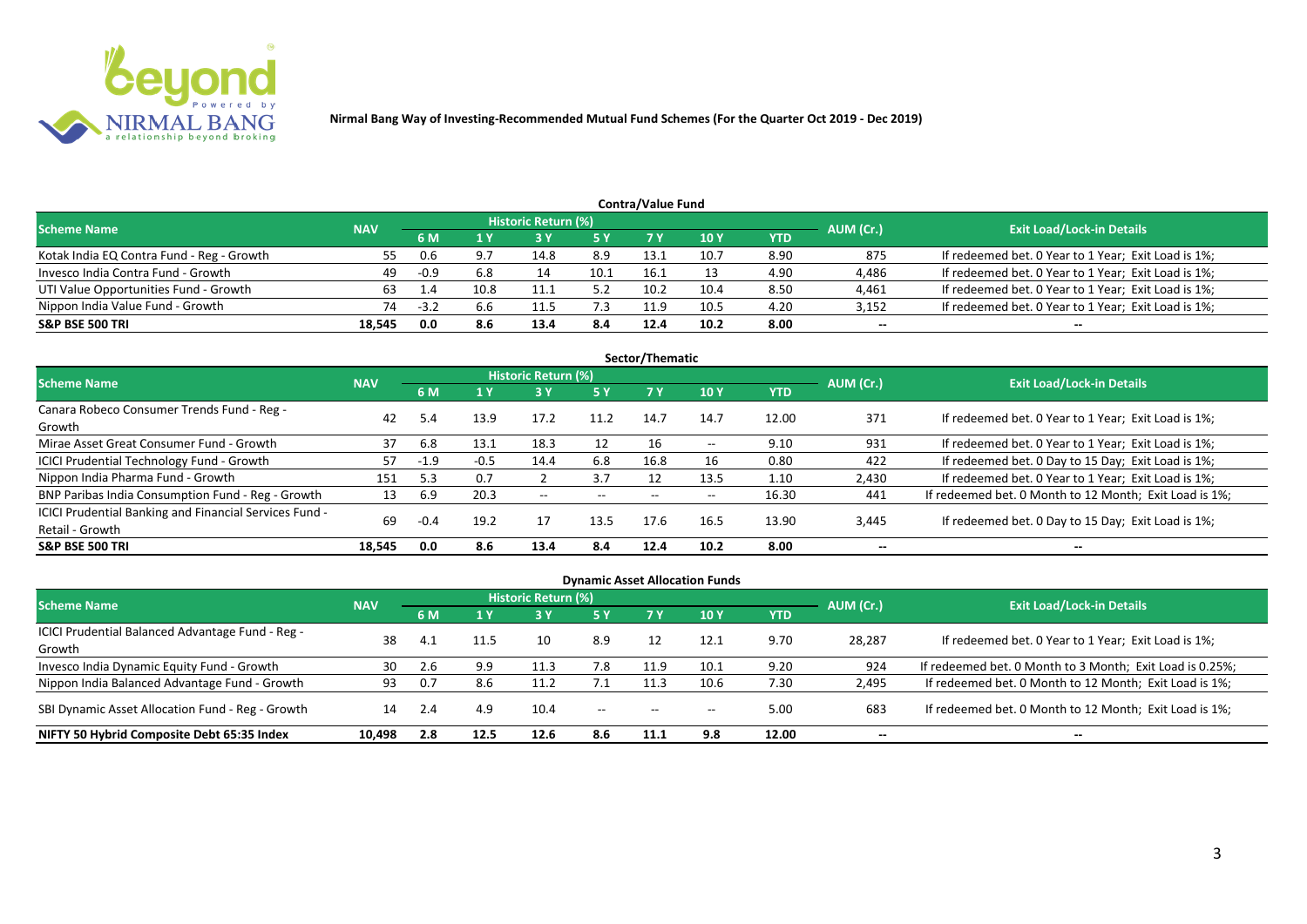**Nirmal Bang Way of Investing-Recommended Mutual Fund Schemes (For the Quarter Oct 2019 - Dec 2019)**

## Contra/Value Fund

| Scheme Name | NAV | Historic Return (%) | | | | | | | AUM (Cr.) | Exit Load/Lock-in Details |
|---|---|---|---|---|---|---|---|---|---|---|
| | | 6 M | 1 Y | 3 Y | 5 Y | 7 Y | 10 Y | YTD | | |
| Kotak India EQ Contra Fund - Reg - Growth | 55 | 0.6 | 9.7 | 14.8 | 8.9 | 13.1 | 10.7 | 8.90 | 875 | If redeemed bet. 0 Year to 1 Year; Exit Load is 1%; |
| Invesco India Contra Fund - Growth | 49 | -0.9 | 6.8 | 14 | 10.1 | 16.1 | 13 | 4.90 | 4,486 | If redeemed bet. 0 Year to 1 Year; Exit Load is 1%; |
| UTI Value Opportunities Fund - Growth | 63 | 1.4 | 10.8 | 11.1 | 5.2 | 10.2 | 10.4 | 8.50 | 4,461 | If redeemed bet. 0 Year to 1 Year; Exit Load is 1%; |
| Nippon India Value Fund - Growth | 74 | -3.2 | 6.6 | 11.5 | 7.3 | 11.9 | 10.5 | 4.20 | 3,152 | If redeemed bet. 0 Year to 1 Year; Exit Load is 1%; |
| **S&P BSE 500 TRI** | **18,545** | **0.0** | **8.6** | **13.4** | **8.4** | **12.4** | **10.2** | **8.00** | **--** | **--** |

## Sector/Thematic

| Scheme Name | NAV | Historic Return (%) | | | | | | | AUM (Cr.) | Exit Load/Lock-in Details |
|---|---|---|---|---|---|---|---|---|---|---|
| | | 6 M | 1 Y | 3 Y | 5 Y | 7 Y | 10 Y | YTD | | |
| Canara Robeco Consumer Trends Fund - Reg - Growth | 42 | 5.4 | 13.9 | 17.2 | 11.2 | 14.7 | 14.7 | 12.00 | 371 | If redeemed bet. 0 Year to 1 Year; Exit Load is 1%; |
| Mirae Asset Great Consumer Fund - Growth | 37 | 6.8 | 13.1 | 18.3 | 12 | 16 | -- | 9.10 | 931 | If redeemed bet. 0 Year to 1 Year; Exit Load is 1%; |
| ICICI Prudential Technology Fund - Growth | 57 | -1.9 | -0.5 | 14.4 | 6.8 | 16.8 | 16 | 0.80 | 422 | If redeemed bet. 0 Day to 15 Day; Exit Load is 1%; |
| Nippon India Pharma Fund - Growth | 151 | 5.3 | 0.7 | 2 | 3.7 | 12 | 13.5 | 1.10 | 2,430 | If redeemed bet. 0 Year to 1 Year; Exit Load is 1%; |
| BNP Paribas India Consumption Fund - Reg - Growth | 13 | 6.9 | 20.3 | -- | -- | -- | -- | 16.30 | 441 | If redeemed bet. 0 Month to 12 Month; Exit Load is 1%; |
| ICICI Prudential Banking and Financial Services Fund - Retail - Growth | 69 | -0.4 | 19.2 | 17 | 13.5 | 17.6 | 16.5 | 13.90 | 3,445 | If redeemed bet. 0 Day to 15 Day; Exit Load is 1%; |
| **S&P BSE 500 TRI** | **18,545** | **0.0** | **8.6** | **13.4** | **8.4** | **12.4** | **10.2** | **8.00** | **--** | **--** |

## Dynamic Asset Allocation Funds

| Scheme Name | NAV | Historic Return (%) | | | | | | | AUM (Cr.) | Exit Load/Lock-in Details |
|---|---|---|---|---|---|---|---|---|---|---|
| | | 6 M | 1 Y | 3 Y | 5 Y | 7 Y | 10 Y | YTD | | |
| ICICI Prudential Balanced Advantage Fund - Reg - Growth | 38 | 4.1 | 11.5 | 10 | 8.9 | 12 | 12.1 | 9.70 | 28,287 | If redeemed bet. 0 Year to 1 Year; Exit Load is 1%; |
| Invesco India Dynamic Equity Fund - Growth | 30 | 2.6 | 9.9 | 11.3 | 7.8 | 11.9 | 10.1 | 9.20 | 924 | If redeemed bet. 0 Month to 3 Month; Exit Load is 0.25%; |
| Nippon India Balanced Advantage Fund - Growth | 93 | 0.7 | 8.6 | 11.2 | 7.1 | 11.3 | 10.6 | 7.30 | 2,495 | If redeemed bet. 0 Month to 12 Month; Exit Load is 1%; |
| SBI Dynamic Asset Allocation Fund - Reg - Growth | 14 | 2.4 | 4.9 | 10.4 | -- | -- | -- | 5.00 | 683 | If redeemed bet. 0 Month to 12 Month; Exit Load is 1%; |
| **NIFTY 50 Hybrid Composite Debt 65:35 Index** | **10,498** | **2.8** | **12.5** | **12.6** | **8.6** | **11.1** | **9.8** | **12.00** | **--** | **--** |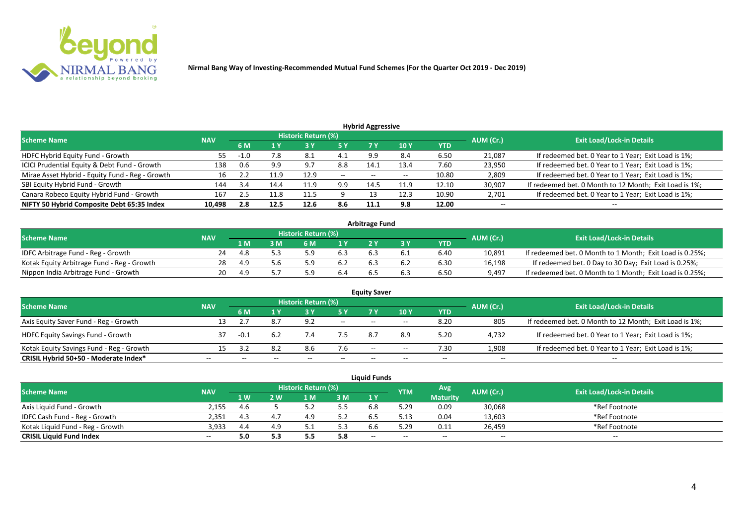**Nirmal Bang Way of Investing-Recommended Mutual Fund Schemes (For the Quarter Oct 2019 - Dec 2019)**

## Hybrid Aggressive

| Scheme Name | NAV | Historic Return (%) | | | | | | | AUM (Cr.) | Exit Load/Lock-in Details |
|---|---|---|---|---|---|---|---|---|---|---|
| | | 6 M | 1 Y | 3 Y | 5 Y | 7 Y | 10 Y | YTD | | |
| HDFC Hybrid Equity Fund - Growth | 55 | -1.0 | 7.8 | 8.1 | 4.1 | 9.9 | 8.4 | 6.50 | 21,087 | If redeemed bet. 0 Year to 1 Year; Exit Load is 1%; |
| ICICI Prudential Equity & Debt Fund - Growth | 138 | 0.6 | 9.9 | 9.7 | 8.8 | 14.1 | 13.4 | 7.60 | 23,950 | If redeemed bet. 0 Year to 1 Year; Exit Load is 1%; |
| Mirae Asset Hybrid - Equity Fund - Reg - Growth | 16 | 2.2 | 11.9 | 12.9 | -- | -- | -- | 10.80 | 2,809 | If redeemed bet. 0 Year to 1 Year; Exit Load is 1%; |
| SBI Equity Hybrid Fund - Growth | 144 | 3.4 | 14.4 | 11.9 | 9.9 | 14.5 | 11.9 | 12.10 | 30,907 | If redeemed bet. 0 Month to 12 Month; Exit Load is 1%; |
| Canara Robeco Equity Hybrid Fund - Growth | 167 | 2.5 | 11.8 | 11.5 | 9 | 13 | 12.3 | 10.90 | 2,701 | If redeemed bet. 0 Year to 1 Year; Exit Load is 1%; |
| **NIFTY 50 Hybrid Composite Debt 65:35 Index** | **10,498** | **2.8** | **12.5** | **12.6** | **8.6** | **11.1** | **9.8** | **12.00** | **--** | **--** |

## Arbitrage Fund

| Scheme Name | NAV | Historic Return (%) | | | | | | | AUM (Cr.) | Exit Load/Lock-in Details |
|---|---|---|---|---|---|---|---|---|---|---|
| | | 1 M | 3 M | 6 M | 1 Y | 2 Y | 3 Y | YTD | | |
| IDFC Arbitrage Fund - Reg - Growth | 24 | 4.8 | 5.3 | 5.9 | 6.3 | 6.3 | 6.1 | 6.40 | 10,891 | If redeemed bet. 0 Month to 1 Month; Exit Load is 0.25%; |
| Kotak Equity Arbitrage Fund - Reg - Growth | 28 | 4.9 | 5.6 | 5.9 | 6.2 | 6.3 | 6.2 | 6.30 | 16,198 | If redeemed bet. 0 Day to 30 Day; Exit Load is 0.25%; |
| Nippon India Arbitrage Fund - Growth | 20 | 4.9 | 5.7 | 5.9 | 6.4 | 6.5 | 6.3 | 6.50 | 9,497 | If redeemed bet. 0 Month to 1 Month; Exit Load is 0.25%; |

## Equity Saver

| Scheme Name | NAV | Historic Return (%) | | | | | | | AUM (Cr.) | Exit Load/Lock-in Details |
|---|---|---|---|---|---|---|---|---|---|---|
| | | 6 M | 1 Y | 3 Y | 5 Y | 7 Y | 10 Y | YTD | | |
| Axis Equity Saver Fund - Reg - Growth | 13 | 2.7 | 8.7 | 9.2 | -- | -- | -- | 8.20 | 805 | If redeemed bet. 0 Month to 12 Month; Exit Load is 1%; |
| HDFC Equity Savings Fund - Growth | 37 | -0.1 | 6.2 | 7.4 | 7.5 | 8.7 | 8.9 | 5.20 | 4,732 | If redeemed bet. 0 Year to 1 Year; Exit Load is 1%; |
| Kotak Equity Savings Fund - Reg - Growth | 15 | 3.2 | 8.2 | 8.6 | 7.6 | -- | -- | 7.30 | 1,908 | If redeemed bet. 0 Year to 1 Year; Exit Load is 1%; |
| **CRISIL Hybrid 50+50 - Moderate Index*** | **--** | **--** | **--** | **--** | **--** | **--** | **--** | **--** | **--** | **--** |

## Liquid Funds

| Scheme Name | NAV | Historic Return (%) | | | | | YTM | Avg Maturity | AUM (Cr.) | Exit Load/Lock-in Details |
|---|---|---|---|---|---|---|---|---|---|---|
| | | 1 W | 2 W | 1 M | 3 M | 1 Y | | | | |
| Axis Liquid Fund - Growth | 2,155 | 4.6 | 5 | 5.2 | 5.5 | 6.8 | 5.29 | 0.09 | 30,068 | *Ref Footnote |
| IDFC Cash Fund - Reg - Growth | 2,351 | 4.3 | 4.7 | 4.9 | 5.2 | 6.5 | 5.13 | 0.04 | 13,603 | *Ref Footnote |
| Kotak Liquid Fund - Reg - Growth | 3,933 | 4.4 | 4.9 | 5.1 | 5.3 | 6.6 | 5.29 | 0.11 | 26,459 | *Ref Footnote |
| **CRISIL Liquid Fund Index** | **--** | **5.0** | **5.3** | **5.5** | **5.8** | **--** | **--** | **--** | **--** | **--** |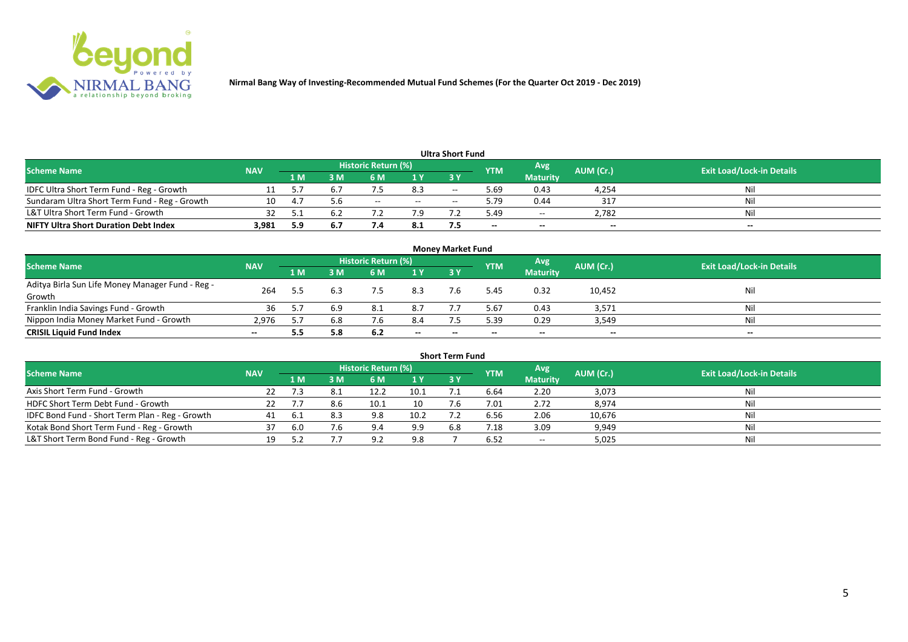Nirmal Bang Way of Investing-Recommended Mutual Fund Schemes (For the Quarter Oct 2019 - Dec 2019)

## Ultra Short Fund

| Scheme Name | NAV | Historic Return (%) | | | | | YTM | Avg Maturity | AUM (Cr.) | Exit Load/Lock-in Details |
|---|---|---|---|---|---|---|---|---|---|---|
| | | 1 M | 3 M | 6 M | 1 Y | 3 Y | | | | |
| IDFC Ultra Short Term Fund - Reg - Growth | 11 | 5.7 | 6.7 | 7.5 | 8.3 | -- | 5.69 | 0.43 | 4,254 | Nil |
| Sundaram Ultra Short Term Fund - Reg - Growth | 10 | 4.7 | 5.6 | -- | -- | -- | 5.79 | 0.44 | 317 | Nil |
| L&T Ultra Short Term Fund - Growth | 32 | 5.1 | 6.2 | 7.2 | 7.9 | 7.2 | 5.49 | -- | 2,782 | Nil |
| **NIFTY Ultra Short Duration Debt Index** | **3,981** | **5.9** | **6.7** | **7.4** | **8.1** | **7.5** | **--** | **--** | **--** | **--** |

## Money Market Fund

| Scheme Name | NAV | Historic Return (%) | | | | | YTM | Avg Maturity | AUM (Cr.) | Exit Load/Lock-in Details |
|---|---|---|---|---|---|---|---|---|---|---|
| | | 1 M | 3 M | 6 M | 1 Y | 3 Y | | | | |
| Aditya Birla Sun Life Money Manager Fund - Reg - Growth | 264 | 5.5 | 6.3 | 7.5 | 8.3 | 7.6 | 5.45 | 0.32 | 10,452 | Nil |
| Franklin India Savings Fund - Growth | 36 | 5.7 | 6.9 | 8.1 | 8.7 | 7.7 | 5.67 | 0.43 | 3,571 | Nil |
| Nippon India Money Market Fund - Growth | 2,976 | 5.7 | 6.8 | 7.6 | 8.4 | 7.5 | 5.39 | 0.29 | 3,549 | Nil |
| **CRISIL Liquid Fund Index** | **--** | **5.5** | **5.8** | **6.2** | **--** | **--** | **--** | **--** | **--** | **--** |

## Short Term Fund

| Scheme Name | NAV | Historic Return (%) | | | | | YTM | Avg Maturity | AUM (Cr.) | Exit Load/Lock-in Details |
|---|---|---|---|---|---|---|---|---|---|---|
| | | 1 M | 3 M | 6 M | 1 Y | 3 Y | | | | |
| Axis Short Term Fund - Growth | 22 | 7.3 | 8.1 | 12.2 | 10.1 | 7.1 | 6.64 | 2.20 | 3,073 | Nil |
| HDFC Short Term Debt Fund - Growth | 22 | 7.7 | 8.6 | 10.1 | 10 | 7.6 | 7.01 | 2.72 | 8,974 | Nil |
| IDFC Bond Fund - Short Term Plan - Reg - Growth | 41 | 6.1 | 8.3 | 9.8 | 10.2 | 7.2 | 6.56 | 2.06 | 10,676 | Nil |
| Kotak Bond Short Term Fund - Reg - Growth | 37 | 6.0 | 7.6 | 9.4 | 9.9 | 6.8 | 7.18 | 3.09 | 9,949 | Nil |
| L&T Short Term Bond Fund - Reg - Growth | 19 | 5.2 | 7.7 | 9.2 | 9.8 | 7 | 6.52 | -- | 5,025 | Nil |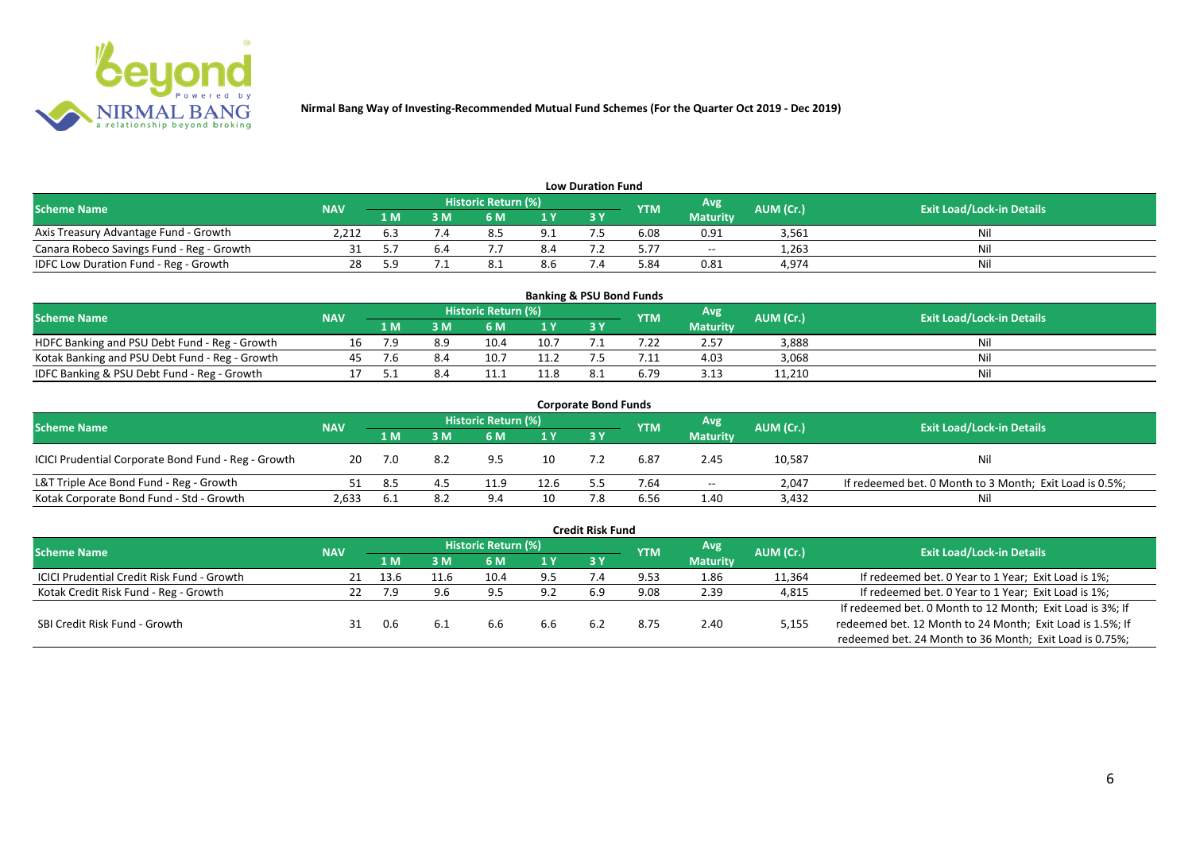Nirmal Bang Way of Investing-Recommended Mutual Fund Schemes (For the Quarter Oct 2019 - Dec 2019)

### Low Duration Fund

| Scheme Name | NAV | Historic Return (%) | | | | | YTM | Avg Maturity | AUM (Cr.) | Exit Load/Lock-in Details |
|---|---|---|---|---|---|---|---|---|---|---|
| | | 1 M | 3 M | 6 M | 1 Y | 3 Y | | | | |
| Axis Treasury Advantage Fund - Growth | 2,212 | 6.3 | 7.4 | 8.5 | 9.1 | 7.5 | 6.08 | 0.91 | 3,561 | Nil |
| Canara Robeco Savings Fund - Reg - Growth | 31 | 5.7 | 6.4 | 7.7 | 8.4 | 7.2 | 5.77 | -- | 1,263 | Nil |
| IDFC Low Duration Fund - Reg - Growth | 28 | 5.9 | 7.1 | 8.1 | 8.6 | 7.4 | 5.84 | 0.81 | 4,974 | Nil |

### Banking & PSU Bond Funds

| Scheme Name | NAV | Historic Return (%) | | | | | YTM | Avg Maturity | AUM (Cr.) | Exit Load/Lock-in Details |
|---|---|---|---|---|---|---|---|---|---|---|
| | | 1 M | 3 M | 6 M | 1 Y | 3 Y | | | | |
| HDFC Banking and PSU Debt Fund - Reg - Growth | 16 | 7.9 | 8.9 | 10.4 | 10.7 | 7.1 | 7.22 | 2.57 | 3,888 | Nil |
| Kotak Banking and PSU Debt Fund - Reg - Growth | 45 | 7.6 | 8.4 | 10.7 | 11.2 | 7.5 | 7.11 | 4.03 | 3,068 | Nil |
| IDFC Banking & PSU Debt Fund - Reg - Growth | 17 | 5.1 | 8.4 | 11.1 | 11.8 | 8.1 | 6.79 | 3.13 | 11,210 | Nil |

### Corporate Bond Funds

| Scheme Name | NAV | Historic Return (%) | | | | | YTM | Avg Maturity | AUM (Cr.) | Exit Load/Lock-in Details |
|---|---|---|---|---|---|---|---|---|---|---|
| | | 1 M | 3 M | 6 M | 1 Y | 3 Y | | | | |
| ICICI Prudential Corporate Bond Fund - Reg - Growth | 20 | 7.0 | 8.2 | 9.5 | 10 | 7.2 | 6.87 | 2.45 | 10,587 | Nil |
| L&T Triple Ace Bond Fund - Reg - Growth | 51 | 8.5 | 4.5 | 11.9 | 12.6 | 5.5 | 7.64 | -- | 2,047 | If redeemed bet. 0 Month to 3 Month; Exit Load is 0.5%; |
| Kotak Corporate Bond Fund - Std - Growth | 2,633 | 6.1 | 8.2 | 9.4 | 10 | 7.8 | 6.56 | 1.40 | 3,432 | Nil |

### Credit Risk Fund

| Scheme Name | NAV | Historic Return (%) | | | | | YTM | Avg Maturity | AUM (Cr.) | Exit Load/Lock-in Details |
|---|---|---|---|---|---|---|---|---|---|---|
| | | 1 M | 3 M | 6 M | 1 Y | 3 Y | | | | |
| ICICI Prudential Credit Risk Fund - Growth | 21 | 13.6 | 11.6 | 10.4 | 9.5 | 7.4 | 9.53 | 1.86 | 11,364 | If redeemed bet. 0 Year to 1 Year; Exit Load is 1%; |
| Kotak Credit Risk Fund - Reg - Growth | 22 | 7.9 | 9.6 | 9.5 | 9.2 | 6.9 | 9.08 | 2.39 | 4,815 | If redeemed bet. 0 Year to 1 Year; Exit Load is 1%; |
| SBI Credit Risk Fund - Growth | 31 | 0.6 | 6.1 | 6.6 | 6.6 | 6.2 | 8.75 | 2.40 | 5,155 | If redeemed bet. 0 Month to 12 Month; Exit Load is 3%; If redeemed bet. 12 Month to 24 Month; Exit Load is 1.5%; If redeemed bet. 24 Month to 36 Month; Exit Load is 0.75%; |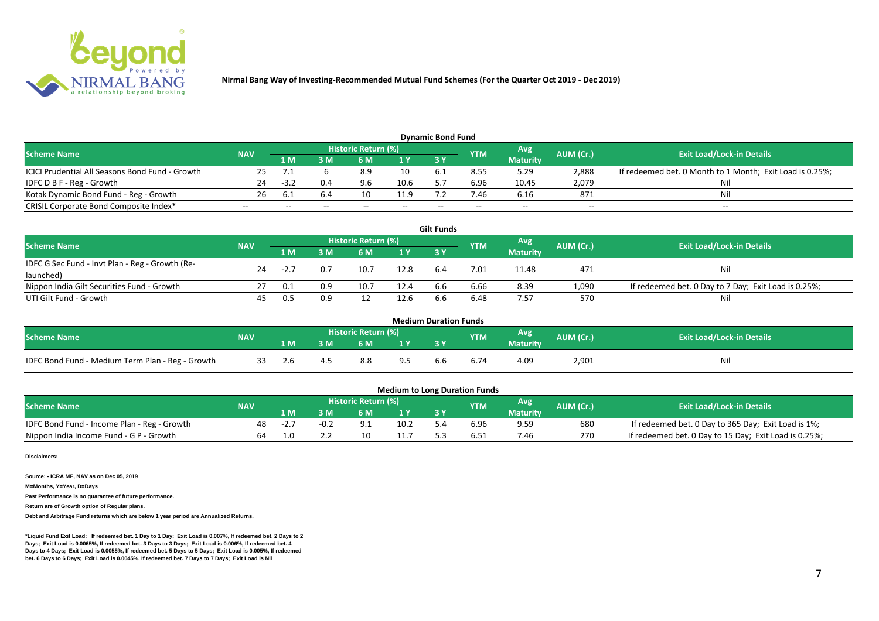**Nirmal Bang Way of Investing-Recommended Mutual Fund Schemes (For the Quarter Oct 2019 - Dec 2019)**

## Dynamic Bond Fund

| Scheme Name | NAV | Historic Return (%) | | | | | YTM | Avg Maturity | AUM (Cr.) | Exit Load/Lock-in Details |
|---|---|---|---|---|---|---|---|---|---|---|
| | | 1 M | 3 M | 6 M | 1 Y | 3 Y | | | | |
| ICICI Prudential All Seasons Bond Fund - Growth | 25 | 7.1 | 6 | 8.9 | 10 | 6.1 | 8.55 | 5.29 | 2,888 | If redeemed bet. 0 Month to 1 Month; Exit Load is 0.25%; |
| IDFC D B F - Reg - Growth | 24 | -3.2 | 0.4 | 9.6 | 10.6 | 5.7 | 6.96 | 10.45 | 2,079 | Nil |
| Kotak Dynamic Bond Fund - Reg - Growth | 26 | 6.1 | 6.4 | 10 | 11.9 | 7.2 | 7.46 | 6.16 | 871 | Nil |
| CRISIL Corporate Bond Composite Index* | -- | -- | -- | -- | -- | -- | -- | -- | -- | -- |

## Gilt Funds

| Scheme Name | NAV | Historic Return (%) | | | | | YTM | Avg Maturity | AUM (Cr.) | Exit Load/Lock-in Details |
|---|---|---|---|---|---|---|---|---|---|---|
| | | 1 M | 3 M | 6 M | 1 Y | 3 Y | | | | |
| IDFC G Sec Fund - Invt Plan - Reg - Growth (Re-launched) | 24 | -2.7 | 0.7 | 10.7 | 12.8 | 6.4 | 7.01 | 11.48 | 471 | Nil |
| Nippon India Gilt Securities Fund - Growth | 27 | 0.1 | 0.9 | 10.7 | 12.4 | 6.6 | 6.66 | 8.39 | 1,090 | If redeemed bet. 0 Day to 7 Day; Exit Load is 0.25%; |
| UTI Gilt Fund - Growth | 45 | 0.5 | 0.9 | 12 | 12.6 | 6.6 | 6.48 | 7.57 | 570 | Nil |

## Medium Duration Funds

| Scheme Name | NAV | Historic Return (%) | | | | | YTM | Avg Maturity | AUM (Cr.) | Exit Load/Lock-in Details |
|---|---|---|---|---|---|---|---|---|---|---|
| | | 1 M | 3 M | 6 M | 1 Y | 3 Y | | | | |
| IDFC Bond Fund - Medium Term Plan - Reg - Growth | 33 | 2.6 | 4.5 | 8.8 | 9.5 | 6.6 | 6.74 | 4.09 | 2,901 | Nil |

## Medium to Long Duration Funds

| Scheme Name | NAV | Historic Return (%) | | | | | YTM | Avg Maturity | AUM (Cr.) | Exit Load/Lock-in Details |
|---|---|---|---|---|---|---|---|---|---|---|
| | | 1 M | 3 M | 6 M | 1 Y | 3 Y | | | | |
| IDFC Bond Fund - Income Plan - Reg - Growth | 48 | -2.7 | -0.2 | 9.1 | 10.2 | 5.4 | 6.96 | 9.59 | 680 | If redeemed bet. 0 Day to 365 Day; Exit Load is 1%; |
| Nippon India Income Fund - G P - Growth | 64 | 1.0 | 2.2 | 10 | 11.7 | 5.3 | 6.51 | 7.46 | 270 | If redeemed bet. 0 Day to 15 Day; Exit Load is 0.25%; |

**Disclaimers:**

**Source: - ICRA MF, NAV as on Dec 05, 2019**

**M=Months, Y=Year, D=Days**

**Past Performance is no guarantee of future performance.**

**Return are of Growth option of Regular plans.**

**Debt and Arbitrage Fund returns which are below 1 year period are Annualized Returns.**

**\*Liquid Fund Exit Load: If redeemed bet. 1 Day to 1 Day; Exit Load is 0.007%, If redeemed bet. 2 Days to 2 Days; Exit Load is 0.0065%, If redeemed bet. 3 Days to 3 Days; Exit Load is 0.006%, If redeemed bet. 4 Days to 4 Days; Exit Load is 0.0055%, If redeemed bet. 5 Days to 5 Days; Exit Load is 0.005%, If redeemed bet. 6 Days to 6 Days; Exit Load is 0.0045%, If redeemed bet. 7 Days to 7 Days; Exit Load is Nil**